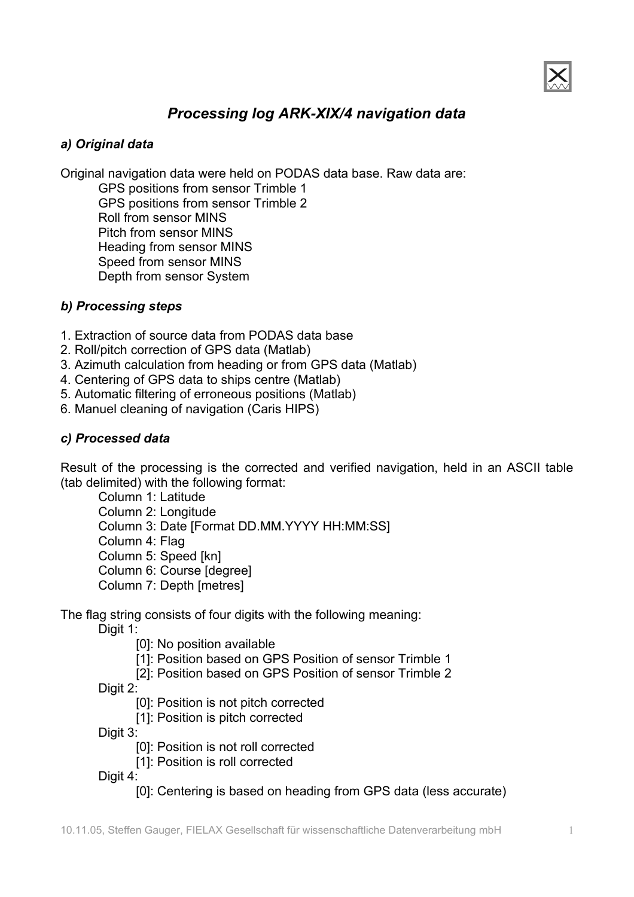# *Processing log ARK-XIX/4 navigation data*

### *a) Original data*

Original navigation data were held on PODAS data base. Raw data are:

- GPS positions from sensor Trimble 1
- GPS positions from sensor Trimble 2
- Roll from sensor MINS
- Pitch from sensor MINS
- Heading from sensor MINS
- Speed from sensor MINS
- Depth from sensor System

### *b) Processing steps*

1. Extraction of source data from PODAS data base
2. Roll/pitch correction of GPS data (Matlab)
3. Azimuth calculation from heading or from GPS data (Matlab)
4. Centering of GPS data to ships centre (Matlab)
5. Automatic filtering of erroneous positions (Matlab)
6. Manuel cleaning of navigation (Caris HIPS)

### *c) Processed data*

Result of the processing is the corrected and verified navigation, held in an ASCII table (tab delimited) with the following format:

- Column 1: Latitude
- Column 2: Longitude
- Column 3: Date [Format DD.MM.YYYY HH:MM:SS]
- Column 4: Flag
- Column 5: Speed [kn]
- Column 6: Course [degree]
- Column 7: Depth [metres]

The flag string consists of four digits with the following meaning:

- Digit 1:
  - [0]: No position available
  - [1]: Position based on GPS Position of sensor Trimble 1
  - [2]: Position based on GPS Position of sensor Trimble 2
- Digit 2:
  - [0]: Position is not pitch corrected
  - [1]: Position is pitch corrected
- Digit 3:
  - [0]: Position is not roll corrected
  - [1]: Position is roll corrected
- Digit 4:
  - [0]: Centering is based on heading from GPS data (less accurate)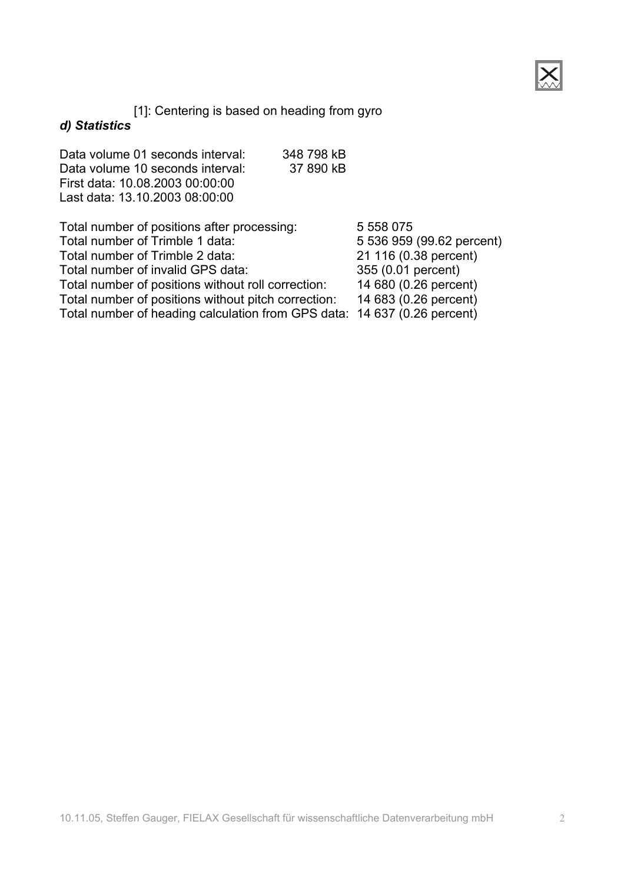[1]: Centering is based on heading from gyro

***d) Statistics***

Data volume 01 seconds interval: 348 798 kB
Data volume 10 seconds interval: 37 890 kB
First data: 10.08.2003 00:00:00
Last data: 13.10.2003 08:00:00

| | |
|---|---|
| Total number of positions after processing: | 5 558 075 |
| Total number of Trimble 1 data: | 5 536 959 (99.62 percent) |
| Total number of Trimble 2 data: | 21 116 (0.38 percent) |
| Total number of invalid GPS data: | 355 (0.01 percent) |
| Total number of positions without roll correction: | 14 680 (0.26 percent) |
| Total number of positions without pitch correction: | 14 683 (0.26 percent) |
| Total number of heading calculation from GPS data: | 14 637 (0.26 percent) |